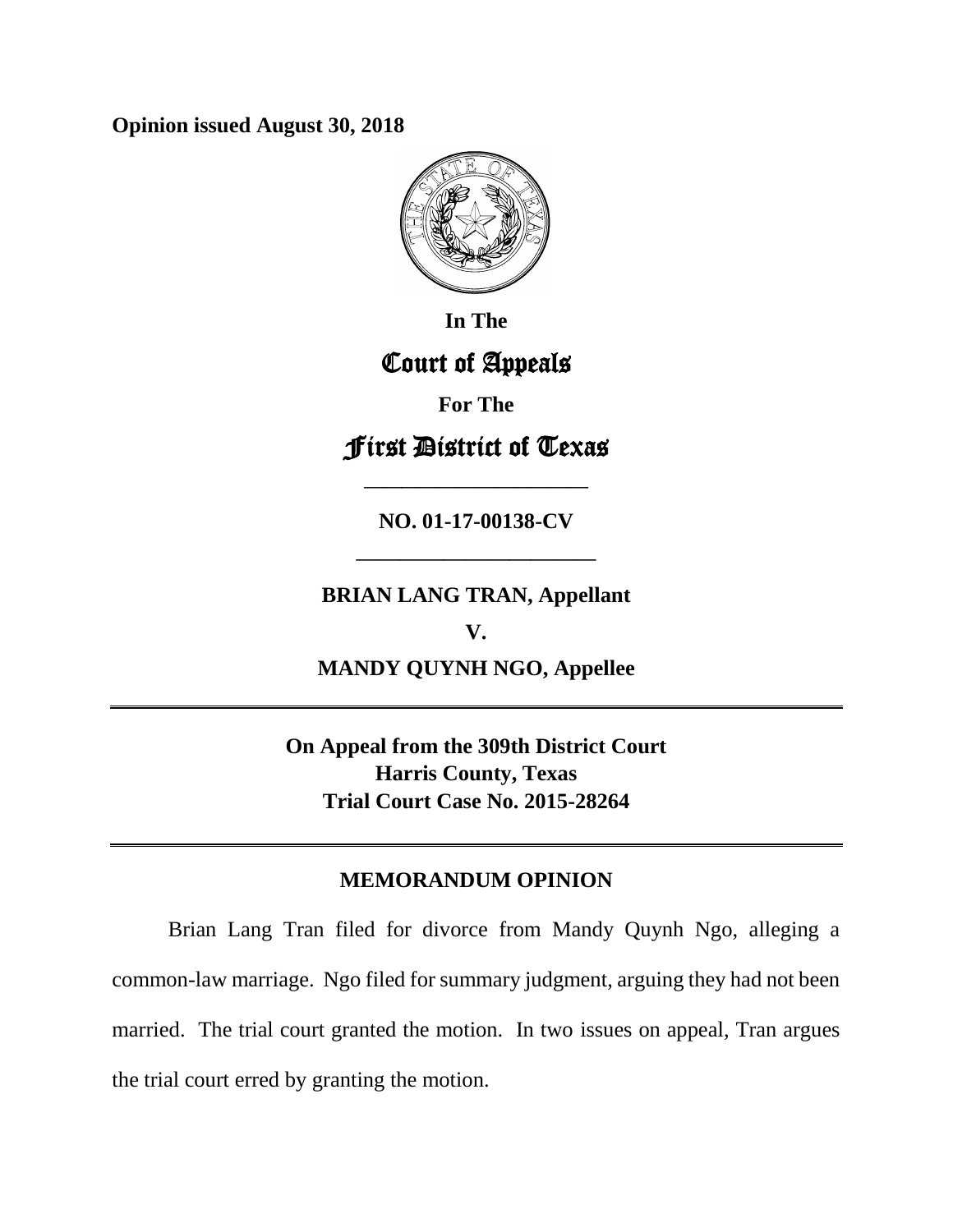**Opinion issued August 30, 2018**

**In The**

# Court of Appeals

**For The**

# First District of Texas

————————————

**NO. 01-17-00138-CV**

———————————

**BRIAN LANG TRAN, Appellant**

**V.**

**MANDY QUYNH NGO, Appellee**

---

**On Appeal from the 309th District Court**
**Harris County, Texas**
**Trial Court Case No. 2015-28264**

---

## MEMORANDUM OPINION

Brian Lang Tran filed for divorce from Mandy Quynh Ngo, alleging a common-law marriage. Ngo filed for summary judgment, arguing they had not been married. The trial court granted the motion. In two issues on appeal, Tran argues the trial court erred by granting the motion.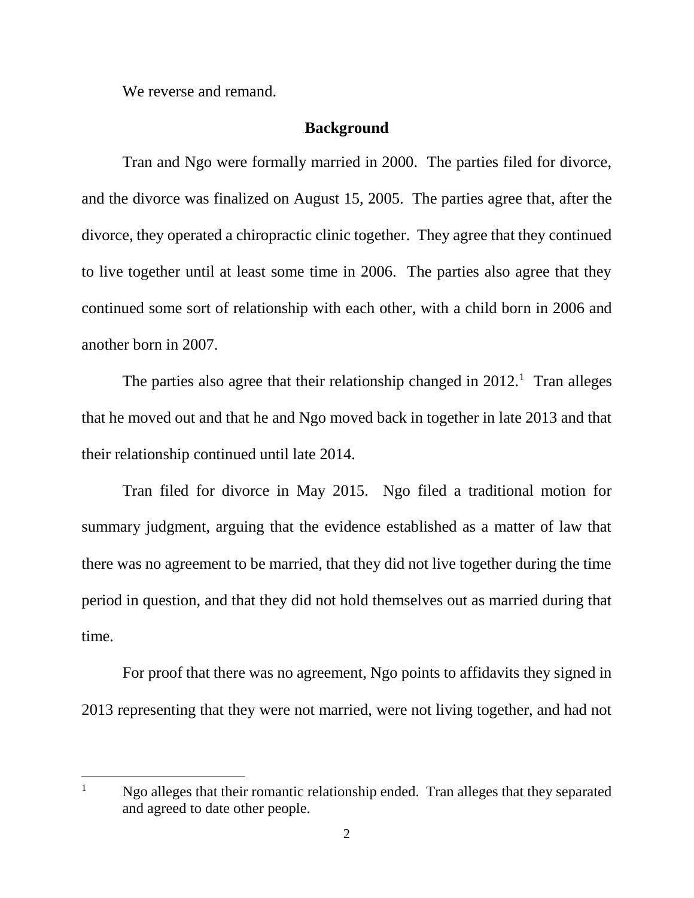We reverse and remand.

## Background

Tran and Ngo were formally married in 2000. The parties filed for divorce, and the divorce was finalized on August 15, 2005. The parties agree that, after the divorce, they operated a chiropractic clinic together. They agree that they continued to live together until at least some time in 2006. The parties also agree that they continued some sort of relationship with each other, with a child born in 2006 and another born in 2007.

The parties also agree that their relationship changed in 2012.[1] Tran alleges that he moved out and that he and Ngo moved back in together in late 2013 and that their relationship continued until late 2014.

Tran filed for divorce in May 2015. Ngo filed a traditional motion for summary judgment, arguing that the evidence established as a matter of law that there was no agreement to be married, that they did not live together during the time period in question, and that they did not hold themselves out as married during that time.

For proof that there was no agreement, Ngo points to affidavits they signed in 2013 representing that they were not married, were not living together, and had not

---

[1] Ngo alleges that their romantic relationship ended. Tran alleges that they separated and agreed to date other people.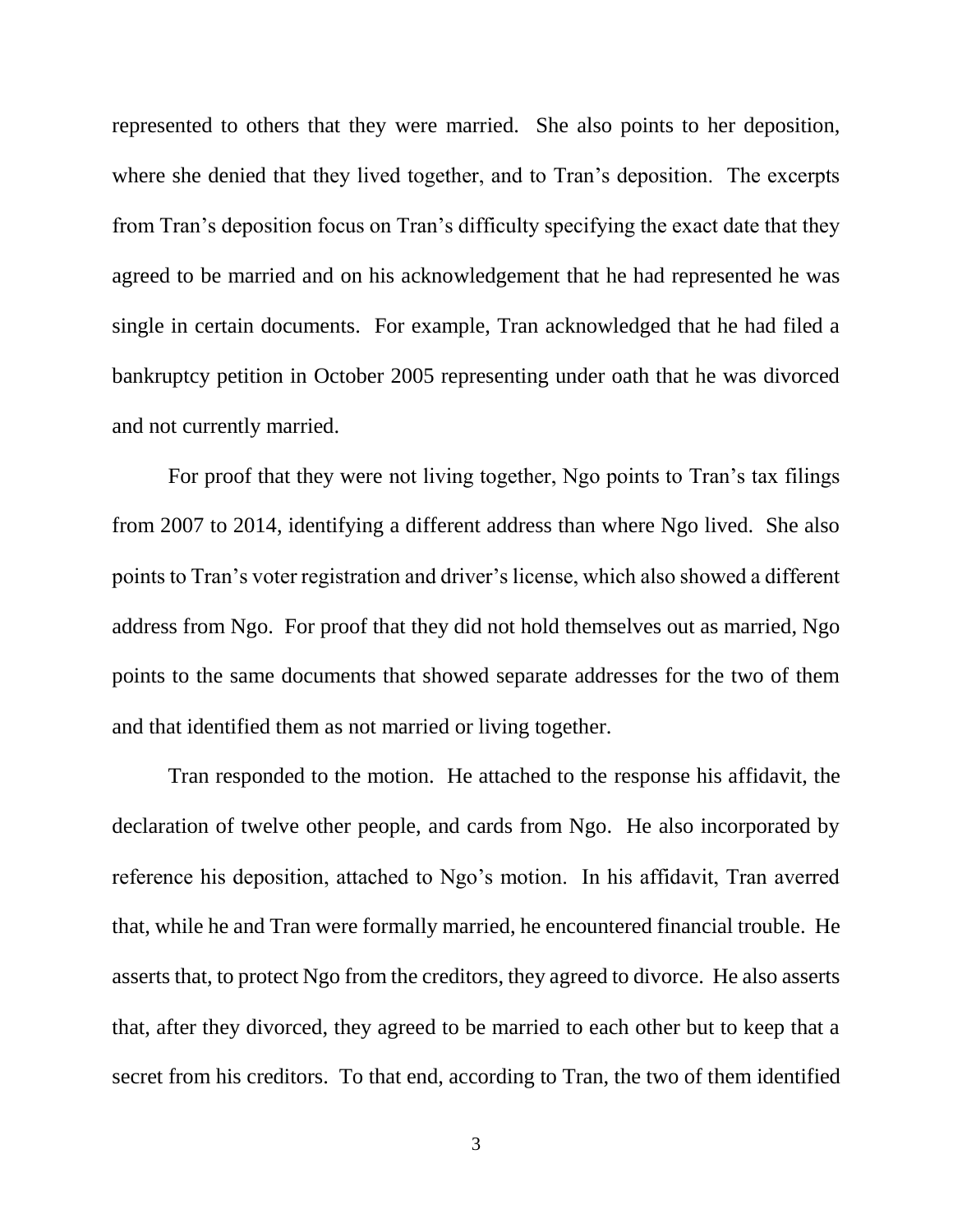represented to others that they were married. She also points to her deposition, where she denied that they lived together, and to Tran's deposition. The excerpts from Tran's deposition focus on Tran's difficulty specifying the exact date that they agreed to be married and on his acknowledgement that he had represented he was single in certain documents. For example, Tran acknowledged that he had filed a bankruptcy petition in October 2005 representing under oath that he was divorced and not currently married.

For proof that they were not living together, Ngo points to Tran's tax filings from 2007 to 2014, identifying a different address than where Ngo lived. She also points to Tran's voter registration and driver's license, which also showed a different address from Ngo. For proof that they did not hold themselves out as married, Ngo points to the same documents that showed separate addresses for the two of them and that identified them as not married or living together.

Tran responded to the motion. He attached to the response his affidavit, the declaration of twelve other people, and cards from Ngo. He also incorporated by reference his deposition, attached to Ngo's motion. In his affidavit, Tran averred that, while he and Tran were formally married, he encountered financial trouble. He asserts that, to protect Ngo from the creditors, they agreed to divorce. He also asserts that, after they divorced, they agreed to be married to each other but to keep that a secret from his creditors. To that end, according to Tran, the two of them identified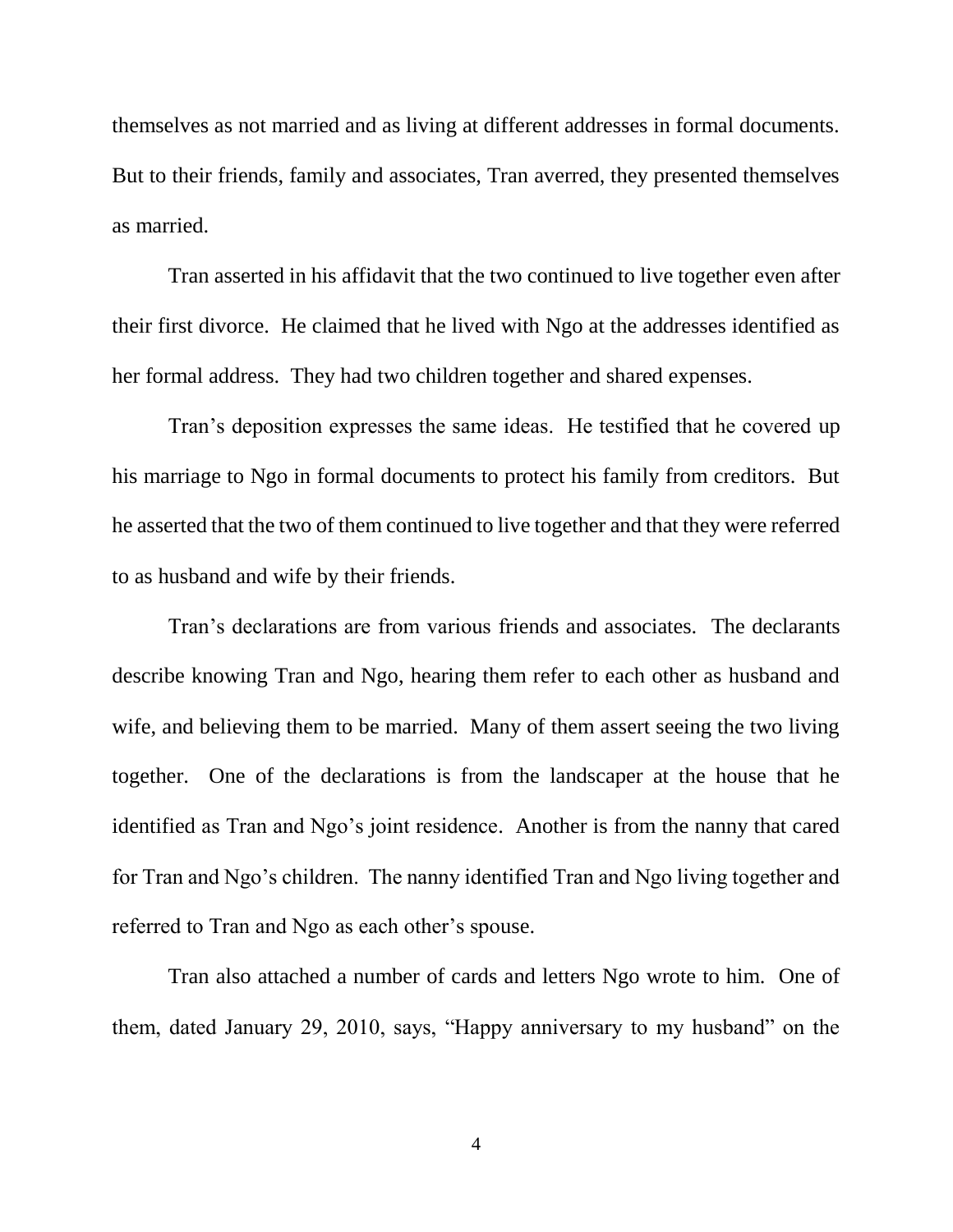themselves as not married and as living at different addresses in formal documents. But to their friends, family and associates, Tran averred, they presented themselves as married.

Tran asserted in his affidavit that the two continued to live together even after their first divorce. He claimed that he lived with Ngo at the addresses identified as her formal address. They had two children together and shared expenses.

Tran's deposition expresses the same ideas. He testified that he covered up his marriage to Ngo in formal documents to protect his family from creditors. But he asserted that the two of them continued to live together and that they were referred to as husband and wife by their friends.

Tran's declarations are from various friends and associates. The declarants describe knowing Tran and Ngo, hearing them refer to each other as husband and wife, and believing them to be married. Many of them assert seeing the two living together. One of the declarations is from the landscaper at the house that he identified as Tran and Ngo's joint residence. Another is from the nanny that cared for Tran and Ngo's children. The nanny identified Tran and Ngo living together and referred to Tran and Ngo as each other's spouse.

Tran also attached a number of cards and letters Ngo wrote to him. One of them, dated January 29, 2010, says, "Happy anniversary to my husband" on the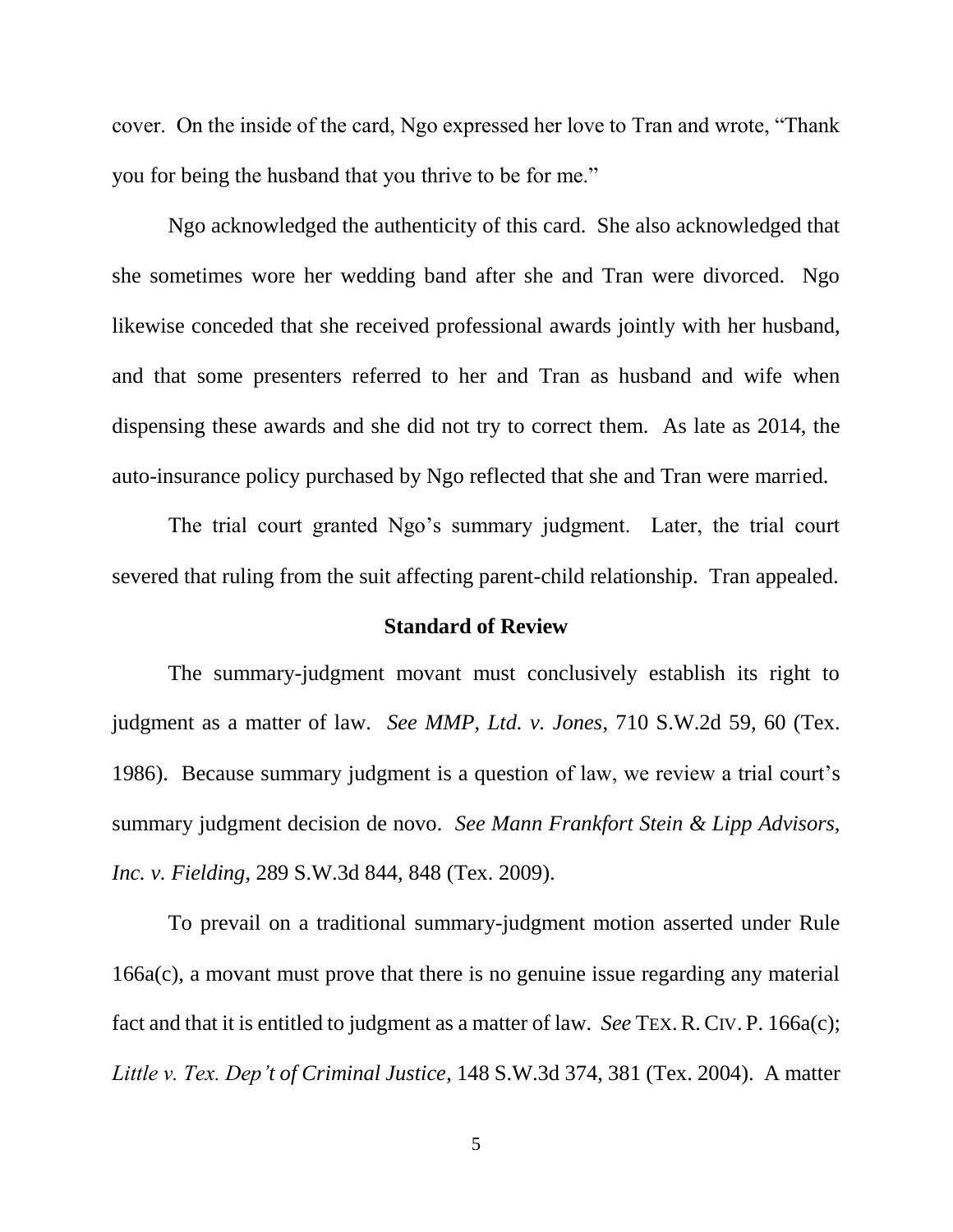cover. On the inside of the card, Ngo expressed her love to Tran and wrote, "Thank you for being the husband that you thrive to be for me."

Ngo acknowledged the authenticity of this card. She also acknowledged that she sometimes wore her wedding band after she and Tran were divorced. Ngo likewise conceded that she received professional awards jointly with her husband, and that some presenters referred to her and Tran as husband and wife when dispensing these awards and she did not try to correct them. As late as 2014, the auto-insurance policy purchased by Ngo reflected that she and Tran were married.

The trial court granted Ngo's summary judgment. Later, the trial court severed that ruling from the suit affecting parent-child relationship. Tran appealed.

## Standard of Review

The summary-judgment movant must conclusively establish its right to judgment as a matter of law. *See MMP, Ltd. v. Jones*, 710 S.W.2d 59, 60 (Tex. 1986). Because summary judgment is a question of law, we review a trial court's summary judgment decision de novo. *See Mann Frankfort Stein & Lipp Advisors, Inc. v. Fielding*, 289 S.W.3d 844, 848 (Tex. 2009).

To prevail on a traditional summary-judgment motion asserted under Rule 166a(c), a movant must prove that there is no genuine issue regarding any material fact and that it is entitled to judgment as a matter of law. *See* TEX. R. CIV. P. 166a(c); *Little v. Tex. Dep't of Criminal Justice*, 148 S.W.3d 374, 381 (Tex. 2004). A matter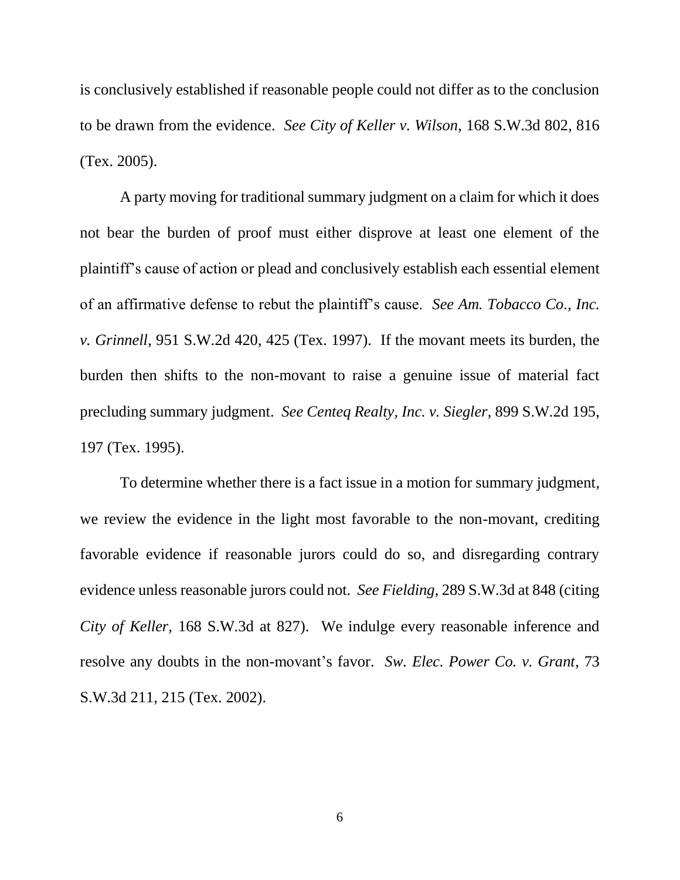is conclusively established if reasonable people could not differ as to the conclusion to be drawn from the evidence. *See City of Keller v. Wilson*, 168 S.W.3d 802, 816 (Tex. 2005).

A party moving for traditional summary judgment on a claim for which it does not bear the burden of proof must either disprove at least one element of the plaintiff's cause of action or plead and conclusively establish each essential element of an affirmative defense to rebut the plaintiff's cause. *See Am. Tobacco Co., Inc. v. Grinnell*, 951 S.W.2d 420, 425 (Tex. 1997). If the movant meets its burden, the burden then shifts to the non-movant to raise a genuine issue of material fact precluding summary judgment. *See Centeq Realty, Inc. v. Siegler*, 899 S.W.2d 195, 197 (Tex. 1995).

To determine whether there is a fact issue in a motion for summary judgment, we review the evidence in the light most favorable to the non-movant, crediting favorable evidence if reasonable jurors could do so, and disregarding contrary evidence unless reasonable jurors could not. *See Fielding*, 289 S.W.3d at 848 (citing *City of Keller*, 168 S.W.3d at 827). We indulge every reasonable inference and resolve any doubts in the non-movant's favor. *Sw. Elec. Power Co. v. Grant*, 73 S.W.3d 211, 215 (Tex. 2002).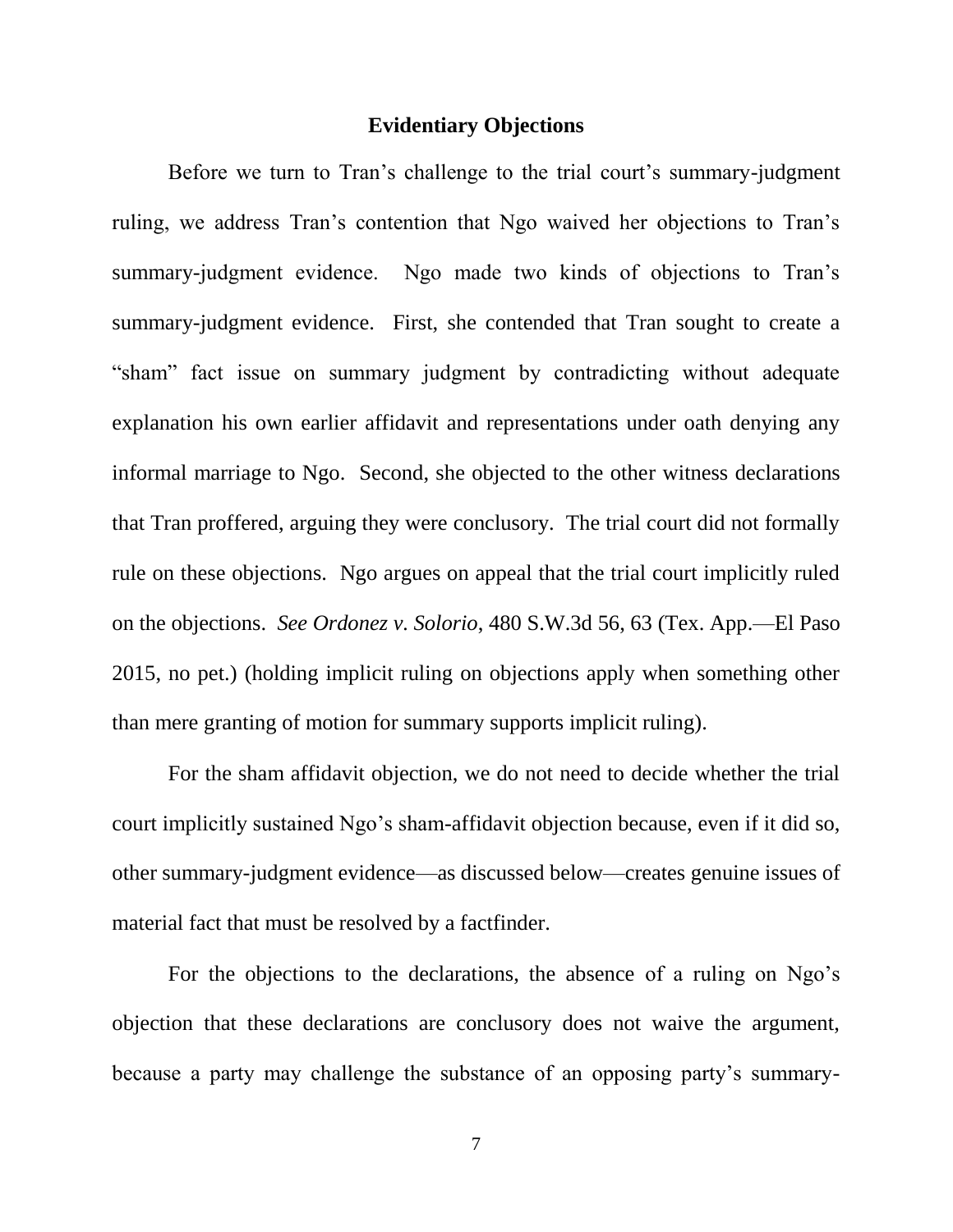## Evidentiary Objections

Before we turn to Tran's challenge to the trial court's summary-judgment ruling, we address Tran's contention that Ngo waived her objections to Tran's summary-judgment evidence. Ngo made two kinds of objections to Tran's summary-judgment evidence. First, she contended that Tran sought to create a "sham" fact issue on summary judgment by contradicting without adequate explanation his own earlier affidavit and representations under oath denying any informal marriage to Ngo. Second, she objected to the other witness declarations that Tran proffered, arguing they were conclusory. The trial court did not formally rule on these objections. Ngo argues on appeal that the trial court implicitly ruled on the objections. *See Ordonez v. Solorio*, 480 S.W.3d 56, 63 (Tex. App.—El Paso 2015, no pet.) (holding implicit ruling on objections apply when something other than mere granting of motion for summary supports implicit ruling).

For the sham affidavit objection, we do not need to decide whether the trial court implicitly sustained Ngo's sham-affidavit objection because, even if it did so, other summary-judgment evidence—as discussed below—creates genuine issues of material fact that must be resolved by a factfinder.

For the objections to the declarations, the absence of a ruling on Ngo's objection that these declarations are conclusory does not waive the argument, because a party may challenge the substance of an opposing party's summary-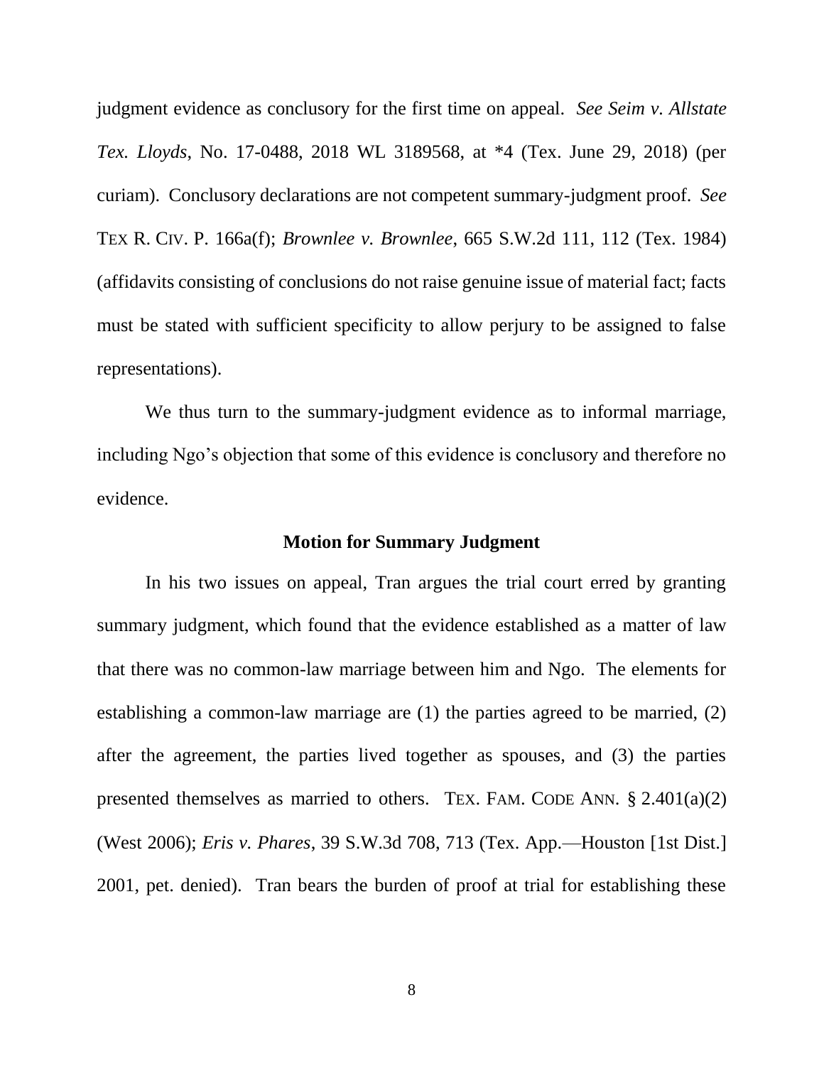judgment evidence as conclusory for the first time on appeal. *See Seim v. Allstate Tex. Lloyds*, No. 17-0488, 2018 WL 3189568, at *4 (Tex. June 29, 2018) (per curiam). Conclusory declarations are not competent summary-judgment proof. *See* TEX R. CIV. P. 166a(f); *Brownlee v. Brownlee*, 665 S.W.2d 111, 112 (Tex. 1984) (affidavits consisting of conclusions do not raise genuine issue of material fact; facts must be stated with sufficient specificity to allow perjury to be assigned to false representations).

We thus turn to the summary-judgment evidence as to informal marriage, including Ngo's objection that some of this evidence is conclusory and therefore no evidence.

**Motion for Summary Judgment**

In his two issues on appeal, Tran argues the trial court erred by granting summary judgment, which found that the evidence established as a matter of law that there was no common-law marriage between him and Ngo. The elements for establishing a common-law marriage are (1) the parties agreed to be married, (2) after the agreement, the parties lived together as spouses, and (3) the parties presented themselves as married to others. TEX. FAM. CODE ANN. § 2.401(a)(2) (West 2006); *Eris v. Phares*, 39 S.W.3d 708, 713 (Tex. App.—Houston [1st Dist.] 2001, pet. denied). Tran bears the burden of proof at trial for establishing these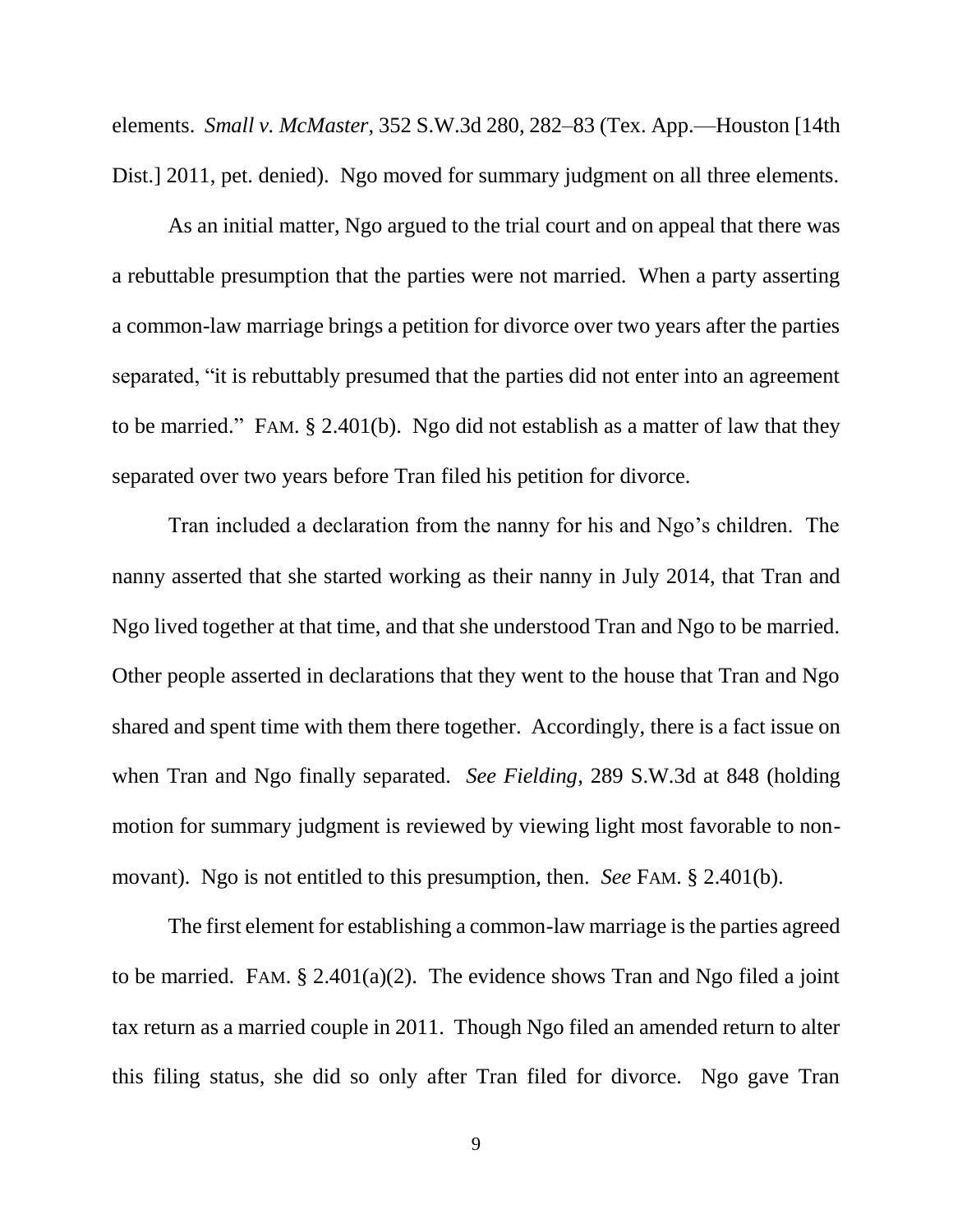elements. *Small v. McMaster*, 352 S.W.3d 280, 282–83 (Tex. App.—Houston [14th Dist.] 2011, pet. denied). Ngo moved for summary judgment on all three elements.

As an initial matter, Ngo argued to the trial court and on appeal that there was a rebuttable presumption that the parties were not married. When a party asserting a common-law marriage brings a petition for divorce over two years after the parties separated, "it is rebuttably presumed that the parties did not enter into an agreement to be married." FAM. § 2.401(b). Ngo did not establish as a matter of law that they separated over two years before Tran filed his petition for divorce.

Tran included a declaration from the nanny for his and Ngo's children. The nanny asserted that she started working as their nanny in July 2014, that Tran and Ngo lived together at that time, and that she understood Tran and Ngo to be married. Other people asserted in declarations that they went to the house that Tran and Ngo shared and spent time with them there together. Accordingly, there is a fact issue on when Tran and Ngo finally separated. *See Fielding*, 289 S.W.3d at 848 (holding motion for summary judgment is reviewed by viewing light most favorable to non-movant). Ngo is not entitled to this presumption, then. *See* FAM. § 2.401(b).

The first element for establishing a common-law marriage is the parties agreed to be married. FAM. § 2.401(a)(2). The evidence shows Tran and Ngo filed a joint tax return as a married couple in 2011. Though Ngo filed an amended return to alter this filing status, she did so only after Tran filed for divorce. Ngo gave Tran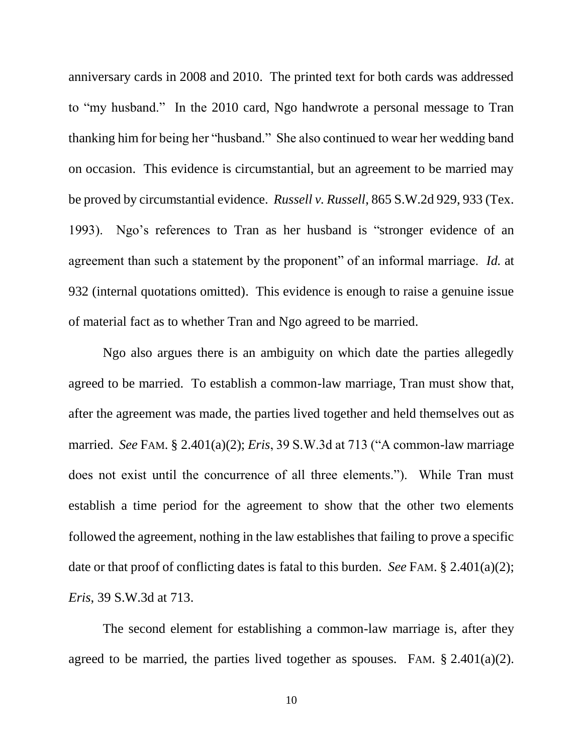anniversary cards in 2008 and 2010. The printed text for both cards was addressed to "my husband." In the 2010 card, Ngo handwrote a personal message to Tran thanking him for being her "husband." She also continued to wear her wedding band on occasion. This evidence is circumstantial, but an agreement to be married may be proved by circumstantial evidence. *Russell v. Russell*, 865 S.W.2d 929, 933 (Tex. 1993). Ngo's references to Tran as her husband is "stronger evidence of an agreement than such a statement by the proponent" of an informal marriage. *Id.* at 932 (internal quotations omitted). This evidence is enough to raise a genuine issue of material fact as to whether Tran and Ngo agreed to be married.

Ngo also argues there is an ambiguity on which date the parties allegedly agreed to be married. To establish a common-law marriage, Tran must show that, after the agreement was made, the parties lived together and held themselves out as married. *See* FAM. § 2.401(a)(2); *Eris*, 39 S.W.3d at 713 ("A common-law marriage does not exist until the concurrence of all three elements."). While Tran must establish a time period for the agreement to show that the other two elements followed the agreement, nothing in the law establishes that failing to prove a specific date or that proof of conflicting dates is fatal to this burden. *See* FAM. § 2.401(a)(2); *Eris*, 39 S.W.3d at 713.

The second element for establishing a common-law marriage is, after they agreed to be married, the parties lived together as spouses. FAM. § 2.401(a)(2).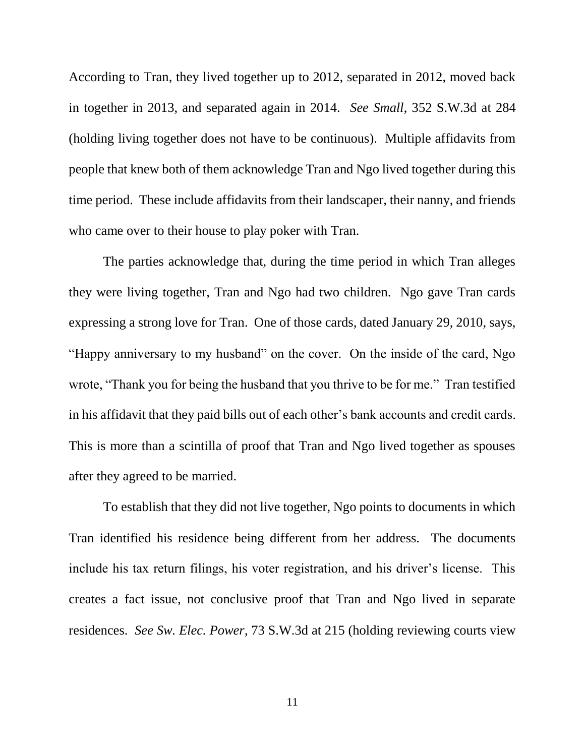According to Tran, they lived together up to 2012, separated in 2012, moved back in together in 2013, and separated again in 2014. *See Small*, 352 S.W.3d at 284 (holding living together does not have to be continuous). Multiple affidavits from people that knew both of them acknowledge Tran and Ngo lived together during this time period. These include affidavits from their landscaper, their nanny, and friends who came over to their house to play poker with Tran.

The parties acknowledge that, during the time period in which Tran alleges they were living together, Tran and Ngo had two children. Ngo gave Tran cards expressing a strong love for Tran. One of those cards, dated January 29, 2010, says, "Happy anniversary to my husband" on the cover. On the inside of the card, Ngo wrote, "Thank you for being the husband that you thrive to be for me." Tran testified in his affidavit that they paid bills out of each other's bank accounts and credit cards. This is more than a scintilla of proof that Tran and Ngo lived together as spouses after they agreed to be married.

To establish that they did not live together, Ngo points to documents in which Tran identified his residence being different from her address. The documents include his tax return filings, his voter registration, and his driver's license. This creates a fact issue, not conclusive proof that Tran and Ngo lived in separate residences. *See Sw. Elec. Power*, 73 S.W.3d at 215 (holding reviewing courts view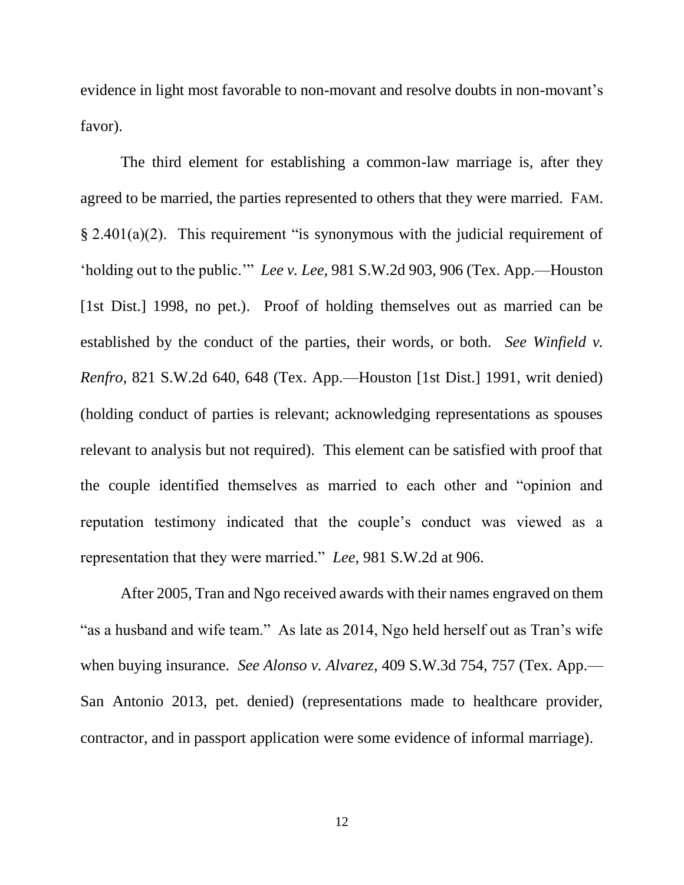evidence in light most favorable to non-movant and resolve doubts in non-movant's favor).

The third element for establishing a common-law marriage is, after they agreed to be married, the parties represented to others that they were married. FAM. § 2.401(a)(2). This requirement "is synonymous with the judicial requirement of 'holding out to the public.'" *Lee v. Lee*, 981 S.W.2d 903, 906 (Tex. App.—Houston [1st Dist.] 1998, no pet.). Proof of holding themselves out as married can be established by the conduct of the parties, their words, or both. *See Winfield v. Renfro*, 821 S.W.2d 640, 648 (Tex. App.—Houston [1st Dist.] 1991, writ denied) (holding conduct of parties is relevant; acknowledging representations as spouses relevant to analysis but not required). This element can be satisfied with proof that the couple identified themselves as married to each other and "opinion and reputation testimony indicated that the couple's conduct was viewed as a representation that they were married." *Lee*, 981 S.W.2d at 906.

After 2005, Tran and Ngo received awards with their names engraved on them "as a husband and wife team." As late as 2014, Ngo held herself out as Tran's wife when buying insurance. *See Alonso v. Alvarez*, 409 S.W.3d 754, 757 (Tex. App.—San Antonio 2013, pet. denied) (representations made to healthcare provider, contractor, and in passport application were some evidence of informal marriage).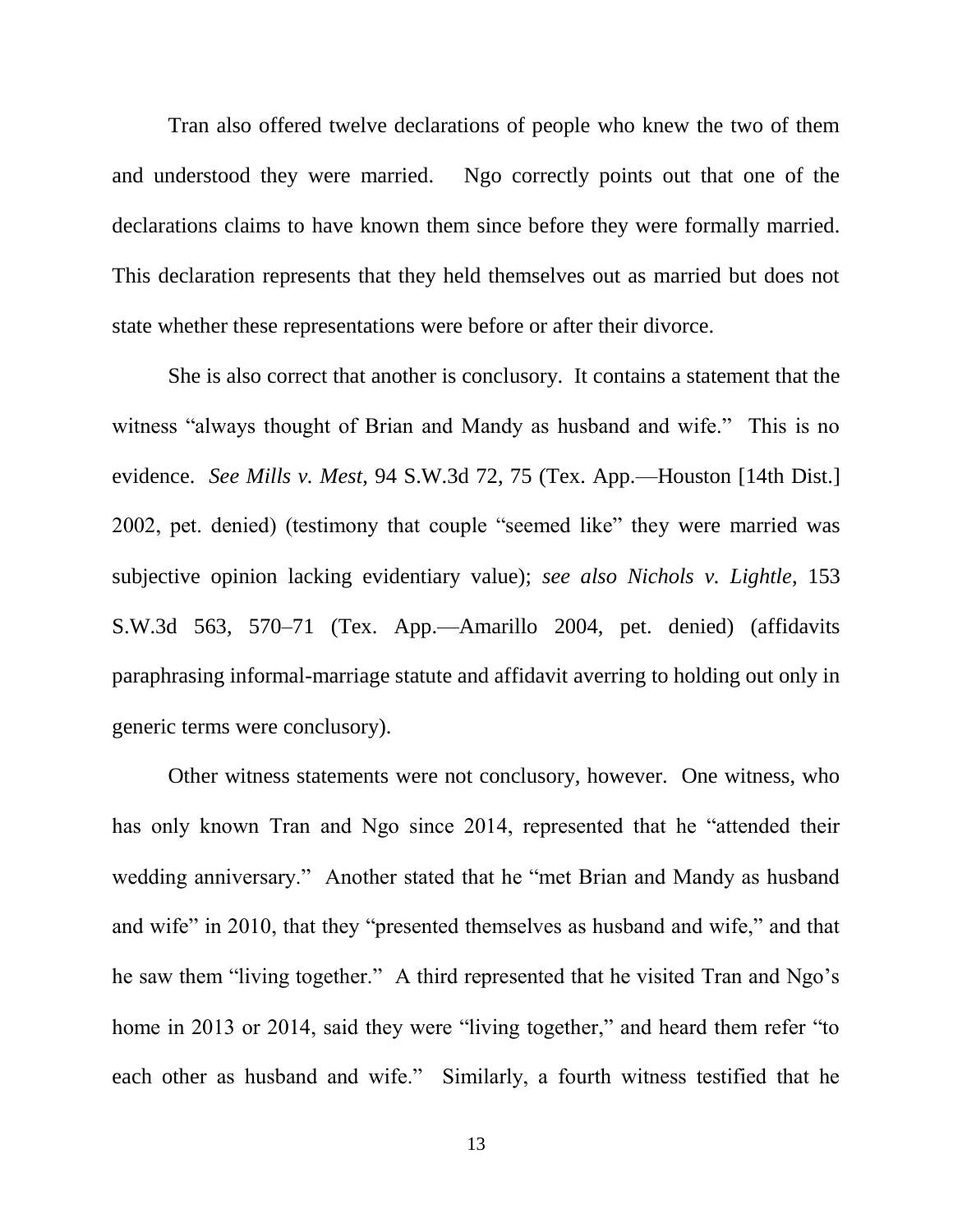Tran also offered twelve declarations of people who knew the two of them and understood they were married. Ngo correctly points out that one of the declarations claims to have known them since before they were formally married. This declaration represents that they held themselves out as married but does not state whether these representations were before or after their divorce.

She is also correct that another is conclusory. It contains a statement that the witness "always thought of Brian and Mandy as husband and wife." This is no evidence. *See Mills v. Mest*, 94 S.W.3d 72, 75 (Tex. App.—Houston [14th Dist.] 2002, pet. denied) (testimony that couple "seemed like" they were married was subjective opinion lacking evidentiary value); *see also Nichols v. Lightle*, 153 S.W.3d 563, 570–71 (Tex. App.—Amarillo 2004, pet. denied) (affidavits paraphrasing informal-marriage statute and affidavit averring to holding out only in generic terms were conclusory).

Other witness statements were not conclusory, however. One witness, who has only known Tran and Ngo since 2014, represented that he "attended their wedding anniversary." Another stated that he "met Brian and Mandy as husband and wife" in 2010, that they "presented themselves as husband and wife," and that he saw them "living together." A third represented that he visited Tran and Ngo's home in 2013 or 2014, said they were "living together," and heard them refer "to each other as husband and wife." Similarly, a fourth witness testified that he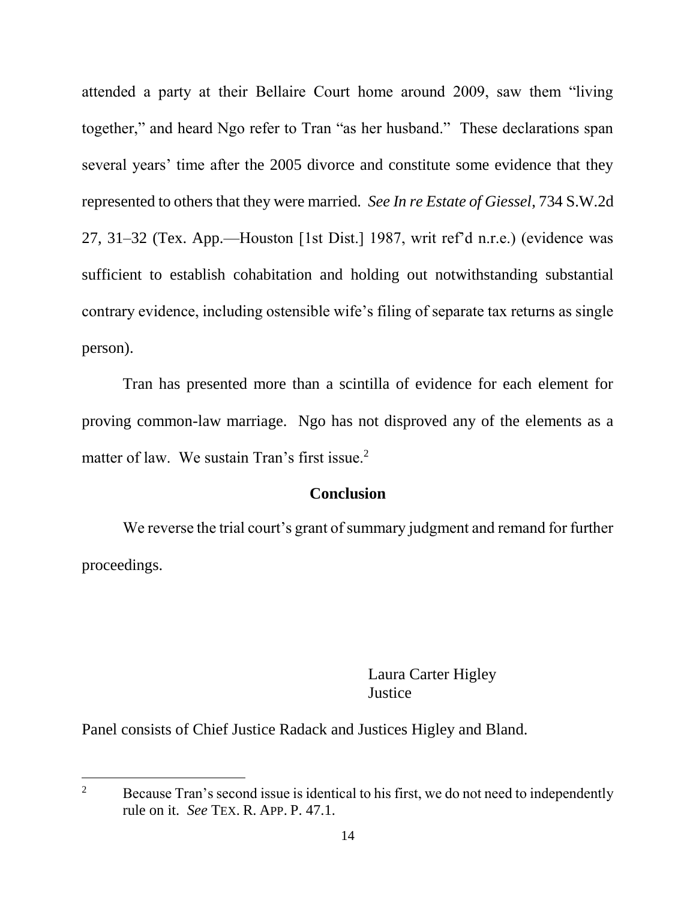attended a party at their Bellaire Court home around 2009, saw them "living together," and heard Ngo refer to Tran "as her husband." These declarations span several years' time after the 2005 divorce and constitute some evidence that they represented to others that they were married. *See In re Estate of Giessel*, 734 S.W.2d 27, 31–32 (Tex. App.—Houston [1st Dist.] 1987, writ ref'd n.r.e.) (evidence was sufficient to establish cohabitation and holding out notwithstanding substantial contrary evidence, including ostensible wife's filing of separate tax returns as single person).

Tran has presented more than a scintilla of evidence for each element for proving common-law marriage. Ngo has not disproved any of the elements as a matter of law. We sustain Tran's first issue.[2]

## Conclusion

We reverse the trial court's grant of summary judgment and remand for further proceedings.

Laura Carter Higley
Justice

Panel consists of Chief Justice Radack and Justices Higley and Bland.

---

[2] Because Tran's second issue is identical to his first, we do not need to independently rule on it. *See* TEX. R. APP. P. 47.1.